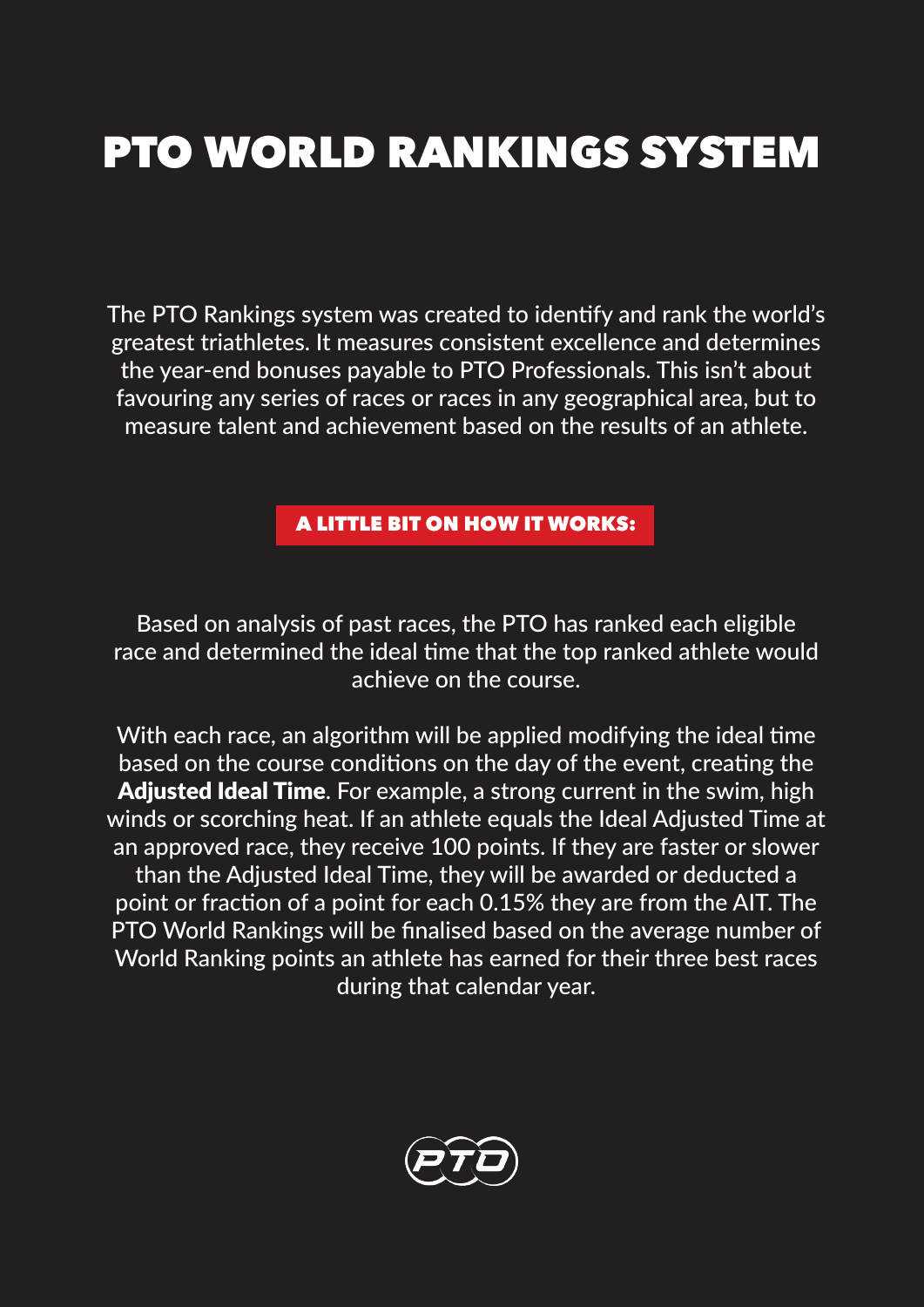# PTO WORLD RANKINGS SYSTEM

The PTO Rankings system was created to identify and rank the world's greatest triathletes. It measures consistent excellence and determines the year-end bonuses payable to PTO Professionals. This isn't about favouring any series of races or races in any geographical area, but to measure talent and achievement based on the results of an athlete.

## A LITTLE BIT ON HOW IT WORKS:

Based on analysis of past races, the PTO has ranked each eligible race and determined the ideal time that the top ranked athlete would achieve on the course.

With each race, an algorithm will be applied modifying the ideal time based on the course conditions on the day of the event, creating the **Adjusted Ideal Time**. For example, a strong current in the swim, high winds or scorching heat. If an athlete equals the Ideal Adjusted Time at an approved race, they receive 100 points. If they are faster or slower than the Adjusted Ideal Time, they will be awarded or deducted a point or fraction of a point for each 0.15% they are from the AIT. The PTO World Rankings will be finalised based on the average number of World Ranking points an athlete has earned for their three best races during that calendar year.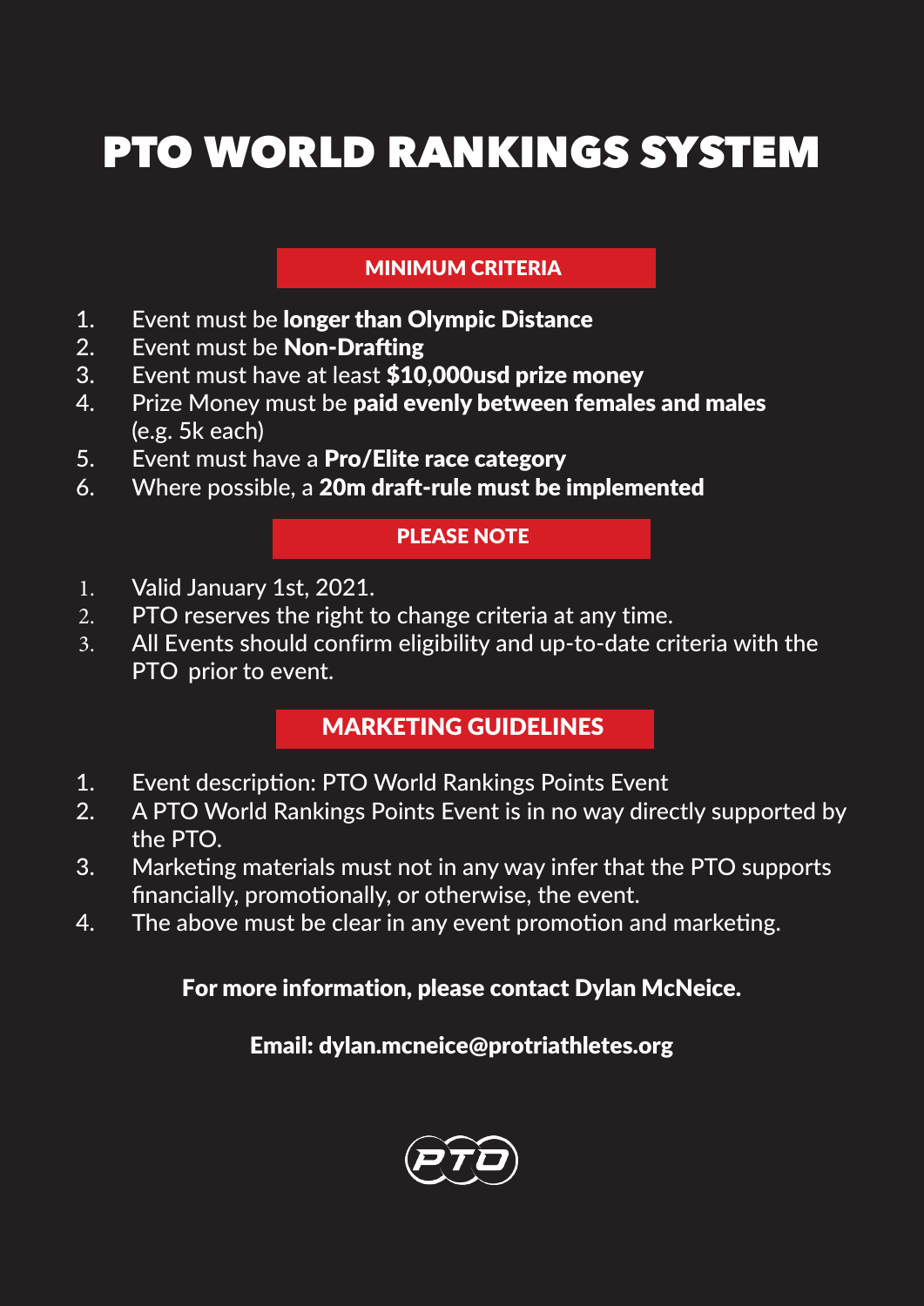# PTO WORLD RANKINGS SYSTEM

## MINIMUM CRITERIA

1. Event must be **longer than Olympic Distance**
2. Event must be **Non-Drafting**
3. Event must have at least **$10,000usd prize money**
4. Prize Money must be **paid evenly between females and males** (e.g. 5k each)
5. Event must have a **Pro/Elite race category**
6. Where possible, a **20m draft-rule must be implemented**

## PLEASE NOTE

1. Valid January 1st, 2021.
2. PTO reserves the right to change criteria at any time.
3. All Events should confirm eligibility and up-to-date criteria with the PTO prior to event.

## MARKETING GUIDELINES

1. Event description: PTO World Rankings Points Event
2. A PTO World Rankings Points Event is in no way directly supported by the PTO.
3. Marketing materials must not in any way infer that the PTO supports financially, promotionally, or otherwise, the event.
4. The above must be clear in any event promotion and marketing.

**For more information, please contact Dylan McNeice.**

**Email: dylan.mcneice@protriathletes.org**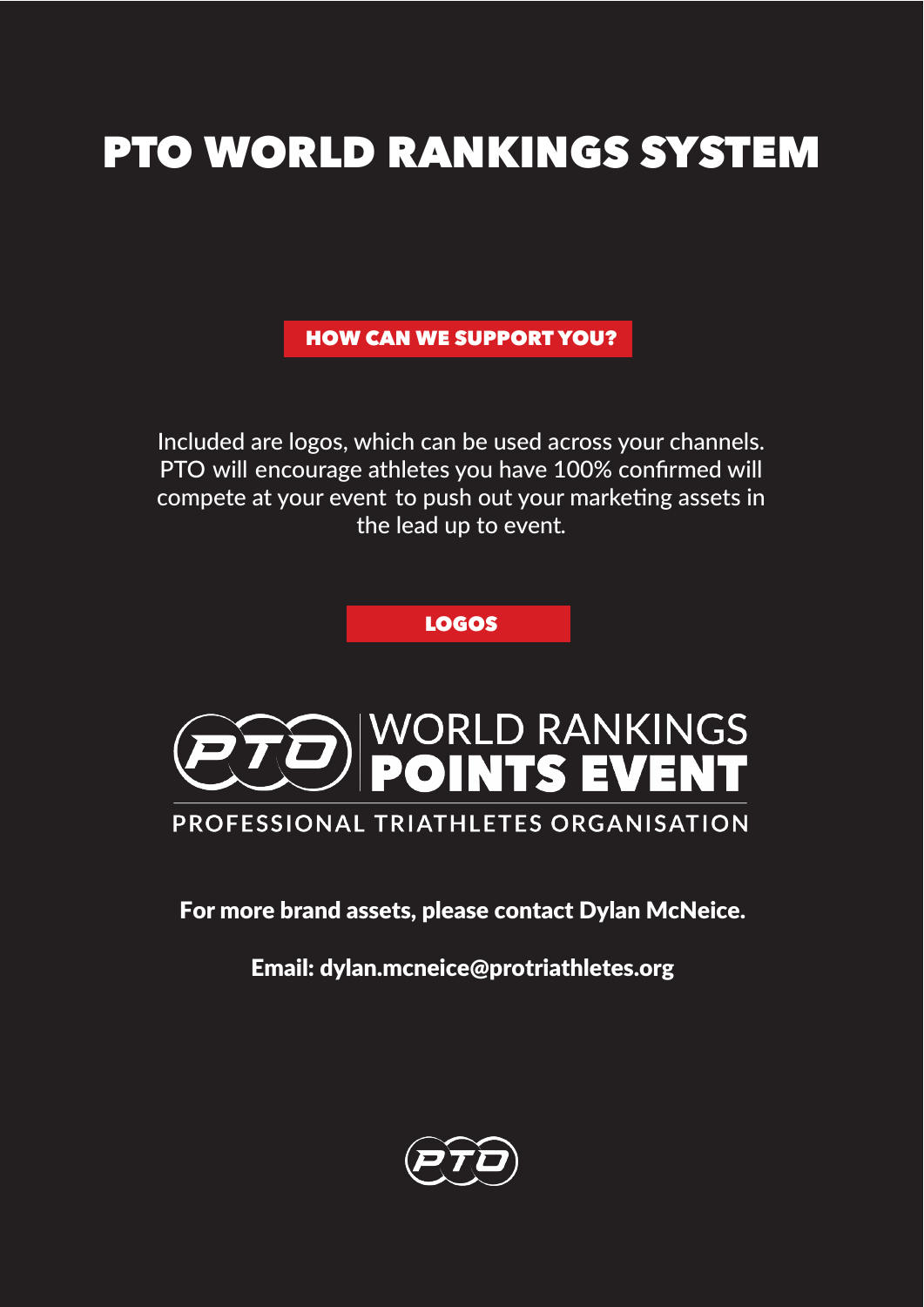# PTO WORLD RANKINGS SYSTEM

## HOW CAN WE SUPPORT YOU?

Included are logos, which can be used across your channels. PTO will encourage athletes you have 100% confirmed will compete at your event to push out your marketing assets in the lead up to event.

## LOGOS

WORLD RANKINGS
POINTS EVENT
PROFESSIONAL TRIATHLETES ORGANISATION

**For more brand assets, please contact Dylan McNeice.**

**Email: dylan.mcneice@protriathletes.org**